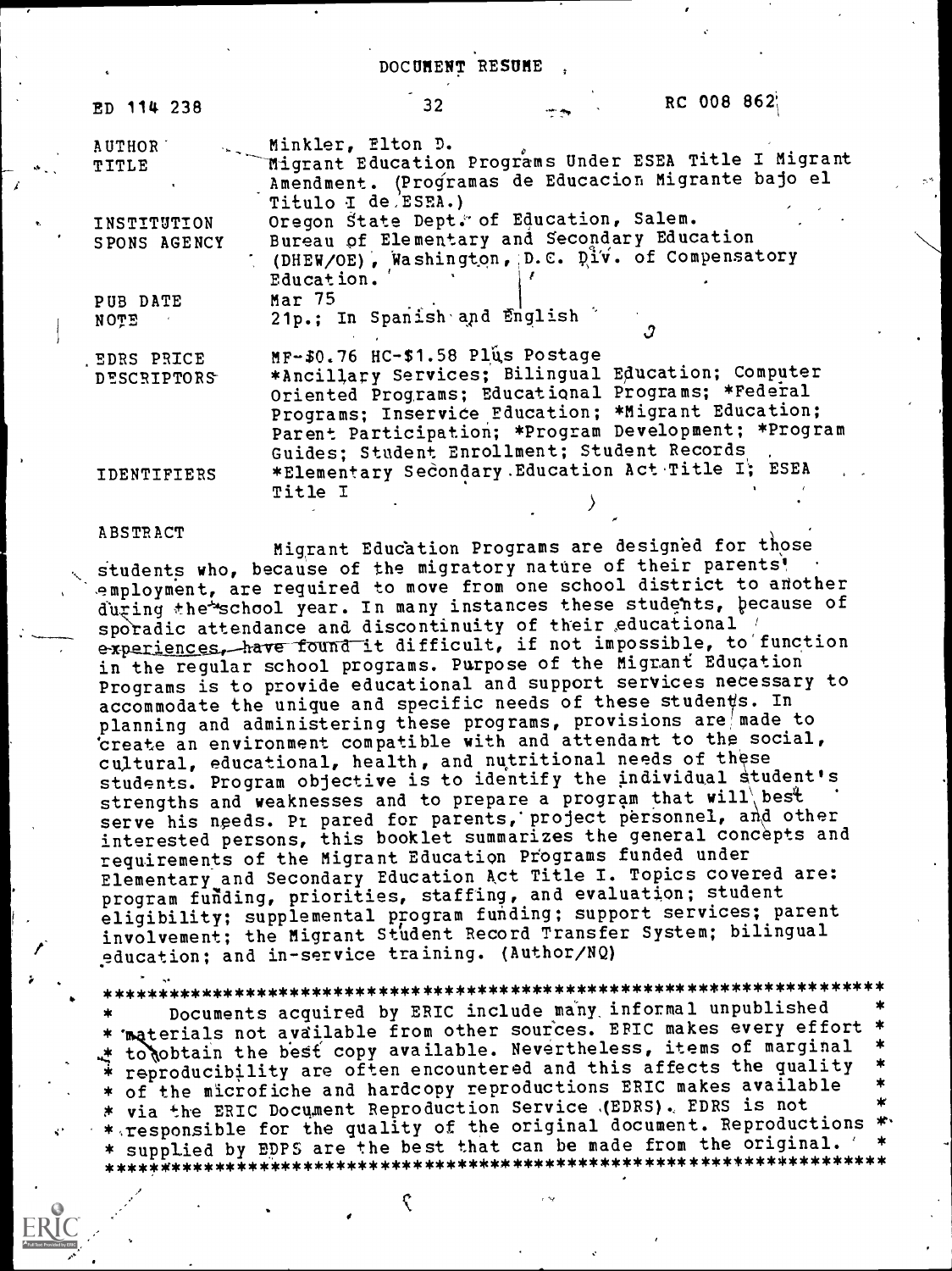# DOCUMENT RESUME

| | | |
|---|---|---|
| ED 114 238 | 32 | RC 008 862 |

| | |
|---|---|
| AUTHOR | Minkler, Elton D. |
| TITLE | Migrant Education Programs Under ESEA Title I Migrant Amendment. (Programas de Educacion Migrante bajo el Titulo I de ESEA.) |
| INSTITUTION | Oregon State Dept. of Education, Salem. |
| SPONS AGENCY | Bureau of Elementary and Secondary Education (DHEW/OE), Washington, D.C. Div. of Compensatory Education. |
| PUB DATE | Mar 75 |
| NOTE | 21p.; In Spanish and English |
| EDRS PRICE | MF-$0.76 HC-$1.58 Plus Postage |
| DESCRIPTORS | *Ancillary Services; Bilingual Education; Computer Oriented Programs; Educational Programs; *Federal Programs; Inservice Education; *Migrant Education; Parent Participation; *Program Development; *Program Guides; Student Enrollment; Student Records |
| IDENTIFIERS | *Elementary Secondary Education Act Title I; ESEA Title I |

## ABSTRACT

Migrant Education Programs are designed for those students who, because of the migratory nature of their parents' employment, are required to move from one school district to another during the school year. In many instances these students, because of sporadic attendance and discontinuity of their educational experiences, have found it difficult, if not impossible, to function in the regular school programs. Purpose of the Migrant Education Programs is to provide educational and support services necessary to accommodate the unique and specific needs of these students. In planning and administering these programs, provisions are made to create an environment compatible with and attendant to the social, cultural, educational, health, and nutritional needs of these students. Program objective is to identify the individual student's strengths and weaknesses and to prepare a program that will best serve his needs. Prepared for parents, project personnel, and other interested persons, this booklet summarizes the general concepts and requirements of the Migrant Education Programs funded under Elementary and Secondary Education Act Title I. Topics covered are: program funding, priorities, staffing, and evaluation; student eligibility; supplemental program funding; support services; parent involvement; the Migrant Student Record Transfer System; bilingual education; and in-service training. (Author/NQ)

***********************************************************************
* Documents acquired by ERIC include many informal unpublished *
* materials not available from other sources. ERIC makes every effort *
* to obtain the best copy available. Nevertheless, items of marginal *
* reproducibility are often encountered and this affects the quality *
* of the microfiche and hardcopy reproductions ERIC makes available *
* via the ERIC Document Reproduction Service (EDRS). EDRS is not *
* responsible for the quality of the original document. Reproductions *
* supplied by EDRS are the best that can be made from the original. *
***********************************************************************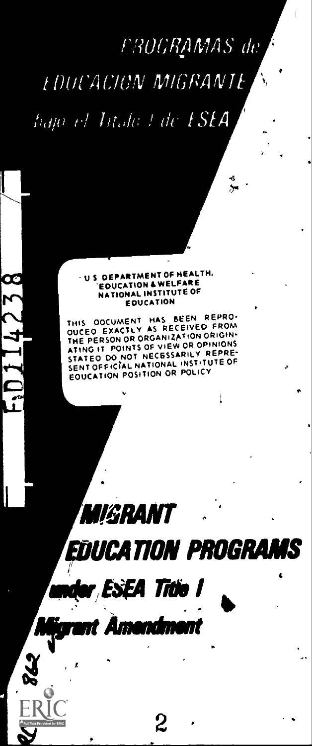# PROGRAMAS de EDUCACION MIGRANTE

## bajo el Titulo I de ESEA

U S DEPARTMENT OF HEALTH, EDUCATION & WELFARE
NATIONAL INSTITUTE OF EDUCATION

THIS DOCUMENT HAS BEEN REPRODUCED EXACTLY AS RECEIVED FROM THE PERSON OR ORGANIZATION ORIGINATING IT POINTS OF VIEW OR OPINIONS STATED DO NOT NECESSARILY REPRESENT OFFICIAL NATIONAL INSTITUTE OF EDUCATION POSITION OR POLICY

ED114238

# MIGRANT EDUCATION PROGRAMS

## under ESEA Title I Migrant Amendment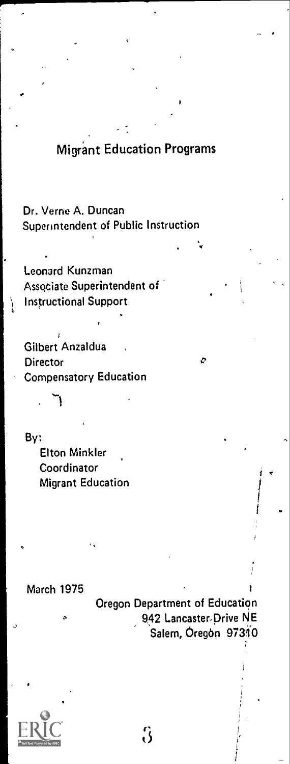# Migrant Education Programs

Dr. Verne A. Duncan
Superintendent of Public Instruction

Leonard Kunzman
Associate Superintendent of
Instructional Support

Gilbert Anzaldua
Director
Compensatory Education

By:
Elton Minkler
Coordinator
Migrant Education

March 1975

Oregon Department of Education
942 Lancaster Drive NE
Salem, Oregon 97310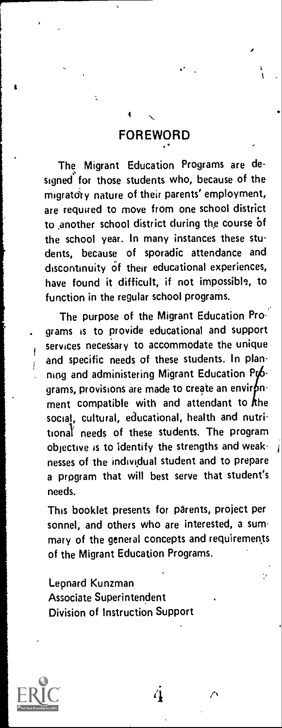# FOREWORD

The Migrant Education Programs are designed for those students who, because of the migratory nature of their parents' employment, are required to move from one school district to another school district during the course of the school year. In many instances these students, because of sporadic attendance and discontinuity of their educational experiences, have found it difficult, if not impossible, to function in the regular school programs.

The purpose of the Migrant Education Programs is to provide educational and support services necessary to accommodate the unique and specific needs of these students. In planning and administering Migrant Education Programs, provisions are made to create an environment compatible with and attendant to the social, cultural, educational, health and nutritional needs of these students. The program objective is to identify the strengths and weaknesses of the individual student and to prepare a program that will best serve that student's needs.

This booklet presents for parents, project personnel, and others who are interested, a summary of the general concepts and requirements of the Migrant Education Programs.

Leonard Kunzman
Associate Superintendent
Division of Instruction Support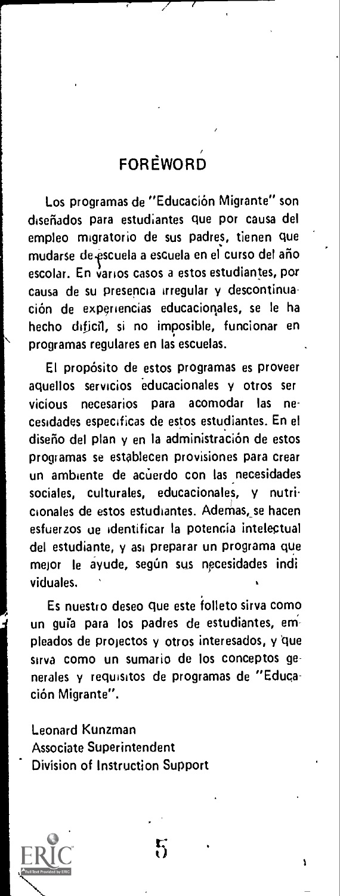# FOREWORD

Los programas de "Educación Migrante" son diseñados para estudiantes que por causa del empleo migratorio de sus padres, tienen que mudarse de escuela a escuela en el curso del año escolar. En varios casos a estos estudiantes, por causa de su presencia irregular y descontinuación de experiencias educacionales, se le ha hecho difícil, si no imposible, funcionar en programas regulares en las escuelas.

El propósito de estos programas es proveer aquellos servicios educacionales y otros servicious necesarios para acomodar las necesidades específicas de estos estudiantes. En el diseño del plan y en la administración de estos programas se establecen provisiones para crear un ambiente de acuerdo con las necesidades sociales, culturales, educacionales, y nutricionales de estos estudiantes. Ademas, se hacen esfuerzos de identificar la potencia intelectual del estudiante, y así preparar un programa que mejor le ayude, según sus necesidades individuales.

Es nuestro deseo que este folleto sirva como un guía para los padres de estudiantes, empleados de projectos y otros interesados, y que sirva como un sumario de los conceptos generales y requisitos de programas de "Educación Migrante".

Leonard Kunzman
Associate Superintendent
Division of Instruction Support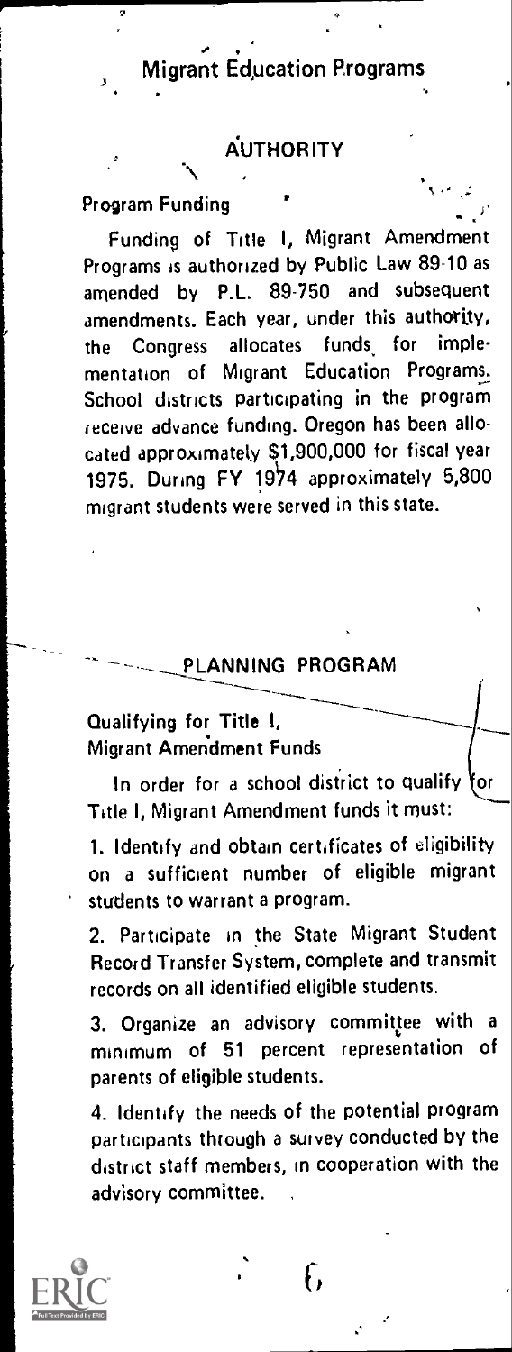# Migrant Education Programs

## AUTHORITY

### Program Funding

Funding of Title I, Migrant Amendment Programs is authorized by Public Law 89-10 as amended by P.L. 89-750 and subsequent amendments. Each year, under this authority, the Congress allocates funds for implementation of Migrant Education Programs. School districts participating in the program receive advance funding. Oregon has been allocated approximately $1,900,000 for fiscal year 1975. During FY 1974 approximately 5,800 migrant students were served in this state.

## PLANNING PROGRAM

### Qualifying for Title I, Migrant Amendment Funds

In order for a school district to qualify for Title I, Migrant Amendment funds it must:

1. Identify and obtain certificates of eligibility on a sufficient number of eligible migrant students to warrant a program.

2. Participate in the State Migrant Student Record Transfer System, complete and transmit records on all identified eligible students.

3. Organize an advisory committee with a minimum of 51 percent representation of parents of eligible students.

4. Identify the needs of the potential program participants through a survey conducted by the district staff members, in cooperation with the advisory committee.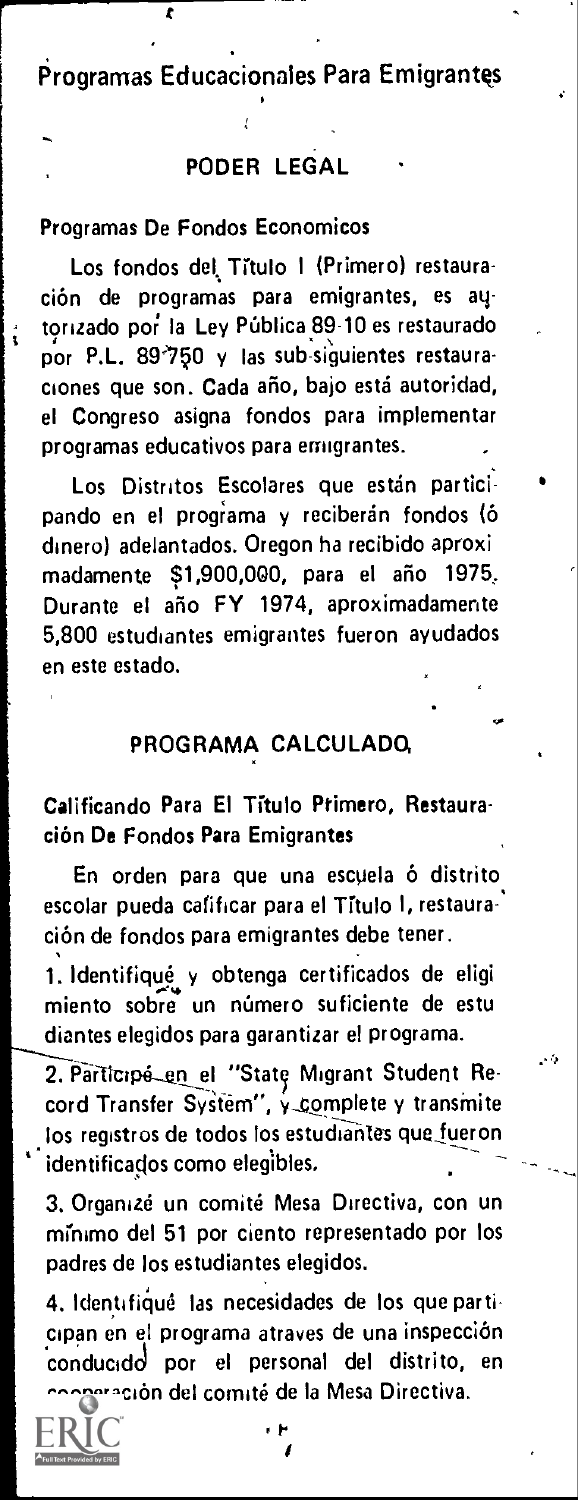# Programas Educacionales Para Emigrantes

## PODER LEGAL

### Programas De Fondos Economicos

Los fondos del Título I (Primero) restauración de programas para emigrantes, es autorizado por la Ley Pública 89-10 es restaurado por P.L. 89-750 y las sub-siguientes restauraciones que son. Cada año, bajo está autoridad, el Congreso asigna fondos para implementar programas educativos para emigrantes.

Los Distritos Escolares que están participando en el programa y reciberán fondos (ó dinero) adelantados. Oregon ha recibido aproximadamente $1,900,000, para el año 1975. Durante el año FY 1974, aproximadamente 5,800 estudiantes emigrantes fueron ayudados en este estado.

## PROGRAMA CALCULADO

### Calificando Para El Título Primero, Restauración De Fondos Para Emigrantes

En orden para que una escuela ó distrito escolar pueda calificar para el Título I, restauración de fondos para emigrantes debe tener.

1. Identifiqué y obtenga certificados de eligimiento sobre un número suficiente de estudiantes elegidos para garantizar el programa.

2. Participé en el "State Migrant Student Record Transfer System", y complete y transmite los registros de todos los estudiantes que fueron identificados como elegibles.

3. Organizé un comité Mesa Directiva, con un mínimo del 51 por ciento representado por los padres de los estudiantes elegidos.

4. Identifiqué las necesidades de los que participan en el programa atraves de una inspección conducido por el personal del distrito, en cooperación del comité de la Mesa Directiva.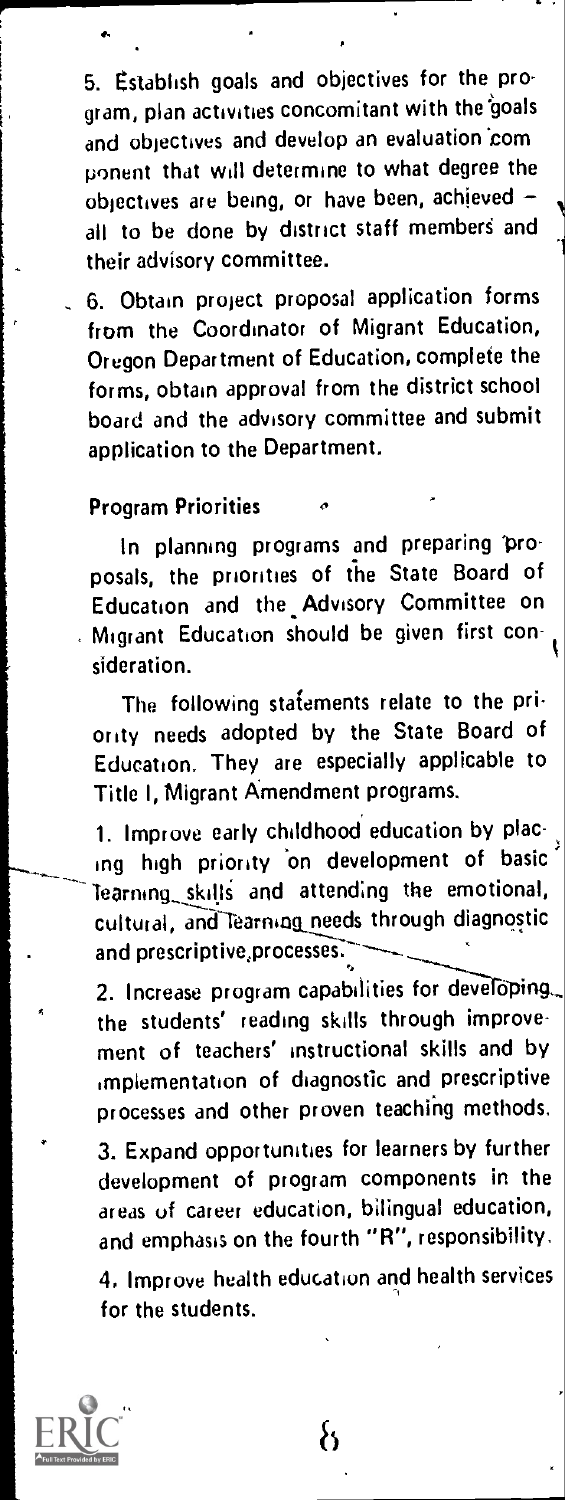5. Establish goals and objectives for the program, plan activities concomitant with the goals and objectives and develop an evaluation component that will determine to what degree the objectives are being, or have been, achieved — all to be done by district staff members and their advisory committee.

6. Obtain project proposal application forms from the Coordinator of Migrant Education, Oregon Department of Education, complete the forms, obtain approval from the district school board and the advisory committee and submit application to the Department.

### Program Priorities

In planning programs and preparing proposals, the priorities of the State Board of Education and the Advisory Committee on Migrant Education should be given first consideration.

The following statements relate to the priority needs adopted by the State Board of Education. They are especially applicable to Title I, Migrant Amendment programs.

1. Improve early childhood education by placing high priority on development of basic learning skills and attending the emotional, cultural, and learning needs through diagnostic and prescriptive processes.

2. Increase program capabilities for developing the students' reading skills through improvement of teachers' instructional skills and by implementation of diagnostic and prescriptive processes and other proven teaching methods.

3. Expand opportunities for learners by further development of program components in the areas of career education, bilingual education, and emphasis on the fourth "R", responsibility.

4. Improve health education and health services for the students.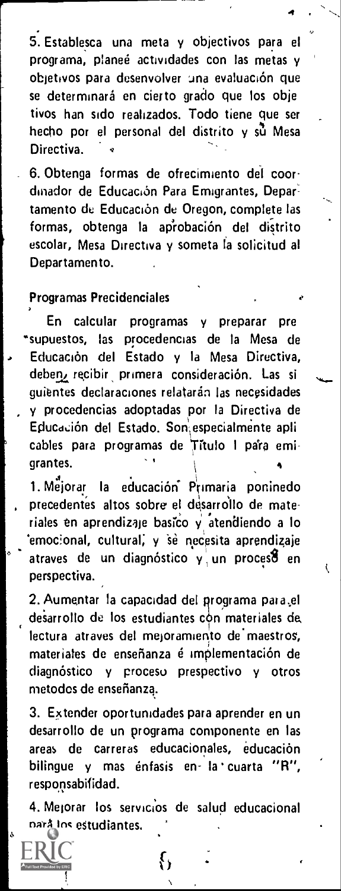5. Establesca una meta y objectivos para el programa, planeé actividades con las metas y objetivos para desenvolver una evaluación que se determinará en cierto grado que los objetivos han sido realizados. Todo tiene que ser hecho por el personal del distrito y su Mesa Directiva.

6. Obtenga formas de ofrecimiento del coordinador de Educación Para Emigrantes, Departamento de Educación de Oregon, complete las formas, obtenga la aprobación del distrito escolar, Mesa Directiva y someta la solicitud al Departamento.

## Programas Precidenciales

En calcular programas y preparar presupuestos, las procedencias de la Mesa de Educación del Estado y la Mesa Directiva, deben recibir primera consideración. Las siguientes declaraciones relatarán las necesidades y procedencias adoptadas por la Directiva de Educación del Estado. Son especialmente aplicables para programas de Título I para emigrantes.

1. Mejorar la educación Primaria poninedo precedentes altos sobre el desarrollo de materiales en aprendizaje basico y atendiendo a lo emocional, cultural, y se necesita aprendizaje atraves de un diagnóstico y un proceso en perspectiva.

2. Aumentar la capacidad del programa para el desarrollo de los estudiantes con materiales de lectura atraves del mejoramiento de maestros, materiales de enseñanza é implementación de diagnóstico y proceso prespectivo y otros metodos de enseñanza.

3. Extender oportunidades para aprender en un desarrollo de un programa componente en las areas de carreras educacionales, educación bilingue y mas énfasis en la cuarta "R", responsabilidad.

4. Mejorar los servicios de salud educacional pará los estudiantes.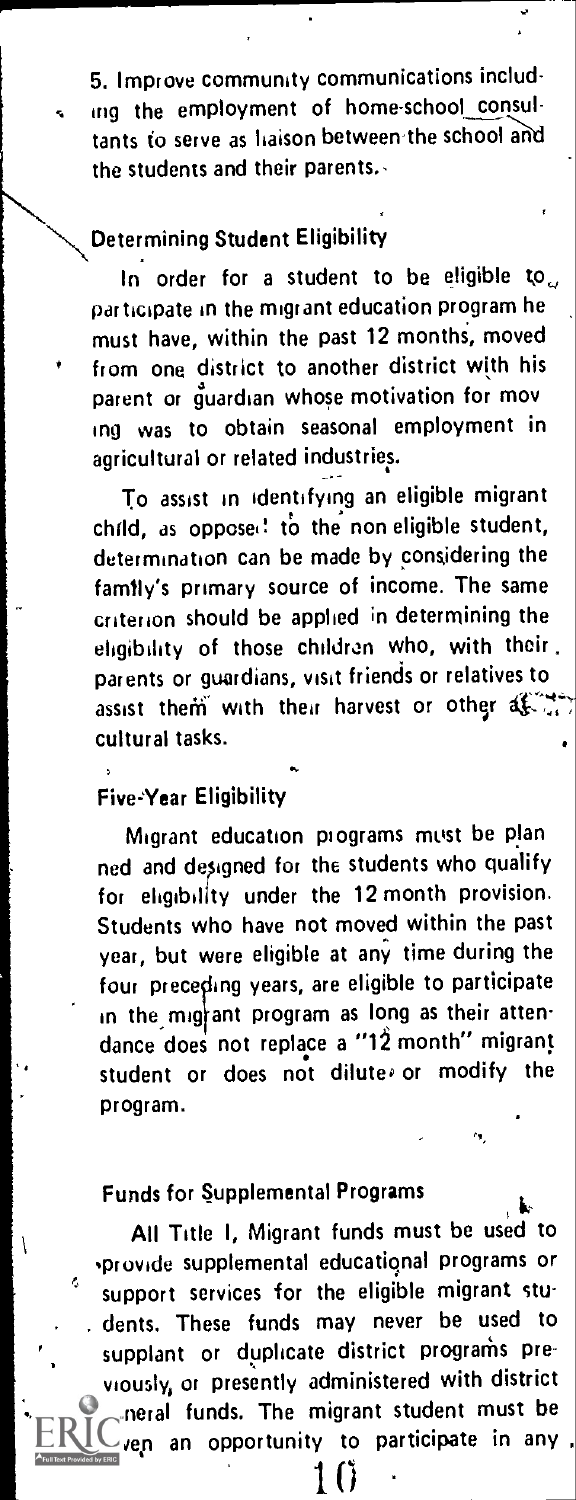5. Improve community communications including the employment of home-school consultants to serve as liaison between the school and the students and their parents.

## Determining Student Eligibility

In order for a student to be eligible to participate in the migrant education program he must have, within the past 12 months, moved from one district to another district with his parent or guardian whose motivation for moving was to obtain seasonal employment in agricultural or related industries.

To assist in identifying an eligible migrant child, as opposed to the non eligible student, determination can be made by considering the family's primary source of income. The same criterion should be applied in determining the eligibility of those children who, with their parents or guardians, visit friends or relatives to assist them with their harvest or other agricultural tasks.

## Five-Year Eligibility

Migrant education programs must be planned and designed for the students who qualify for eligibility under the 12 month provision. Students who have not moved within the past year, but were eligible at any time during the four preceding years, are eligible to participate in the migrant program as long as their attendance does not replace a "12 month" migrant student or does not dilute or modify the program.

## Funds for Supplemental Programs

All Title I, Migrant funds must be used to provide supplemental educational programs or support services for the eligible migrant students. These funds may never be used to supplant or duplicate district programs previously, or presently administered with district general funds. The migrant student must be given an opportunity to participate in any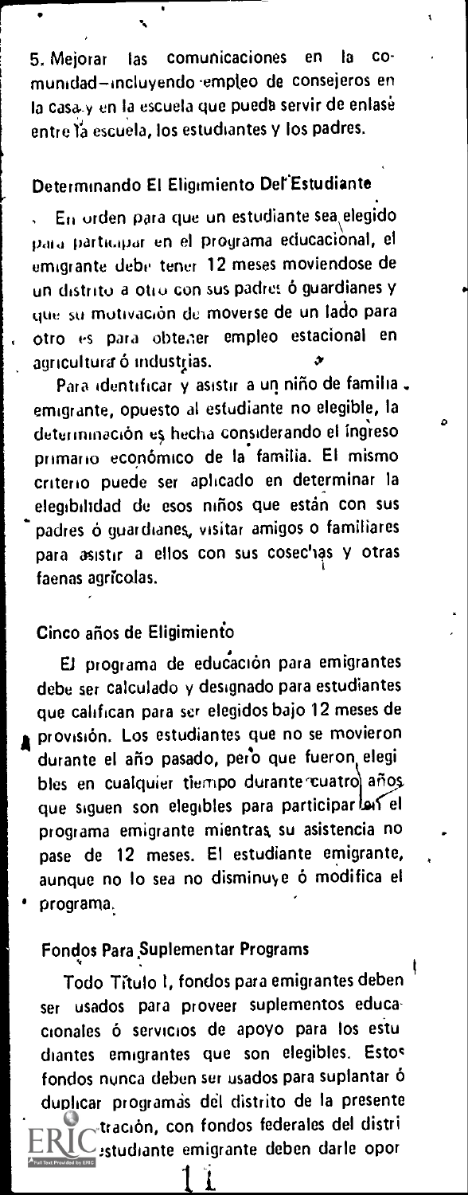5. Mejorar las comunicaciones en la comunidad—incluyendo empleo de consejeros en la casa y en la escuela que pueda servir de enlase entre la escuela, los estudiantes y los padres.

## Determinando El Eligimiento Del Estudiante

En orden para que un estudiante sea elegido para participar en el programa educacional, el emigrante debe tener 12 meses moviendose de un distrito a otro con sus padres ó guardianes y que su motivación de moverse de un lado para otro es para obtener empleo estacional en agricultura ó industrias.

Para identificar y asistir a un niño de familia emigrante, opuesto al estudiante no elegible, la determinación es hecha considerando el ingreso primario económico de la familia. El mismo criterio puede ser aplicado en determinar la elegibilidad de esos niños que están con sus padres ó guardianes, visitar amigos o familiares para asistir a ellos con sus cosechas y otras faenas agrícolas.

## Cinco años de Eligimiento

El programa de educación para emigrantes debe ser calculado y designado para estudiantes que califican para ser elegidos bajo 12 meses de provisión. Los estudiantes que no se movieron durante el año pasado, pero que fueron elegibles en cualquier tiempo durante cuatro años que siguen son elegibles para participar en el programa emigrante mientras su asistencia no pase de 12 meses. El estudiante emigrante, aunque no lo sea no disminuye ó modifica el programa.

## Fondos Para Suplementar Programs

Todo Título I, fondos para emigrantes deben ser usados para proveer suplementos educacionales ó servicios de apoyo para los estudiantes emigrantes que son elegibles. Estos fondos nunca deben ser usados para suplantar ó duplicar programas del distrito de la presente ...tración, con fondos federales del distri... ...studiante emigrante deben darle opor...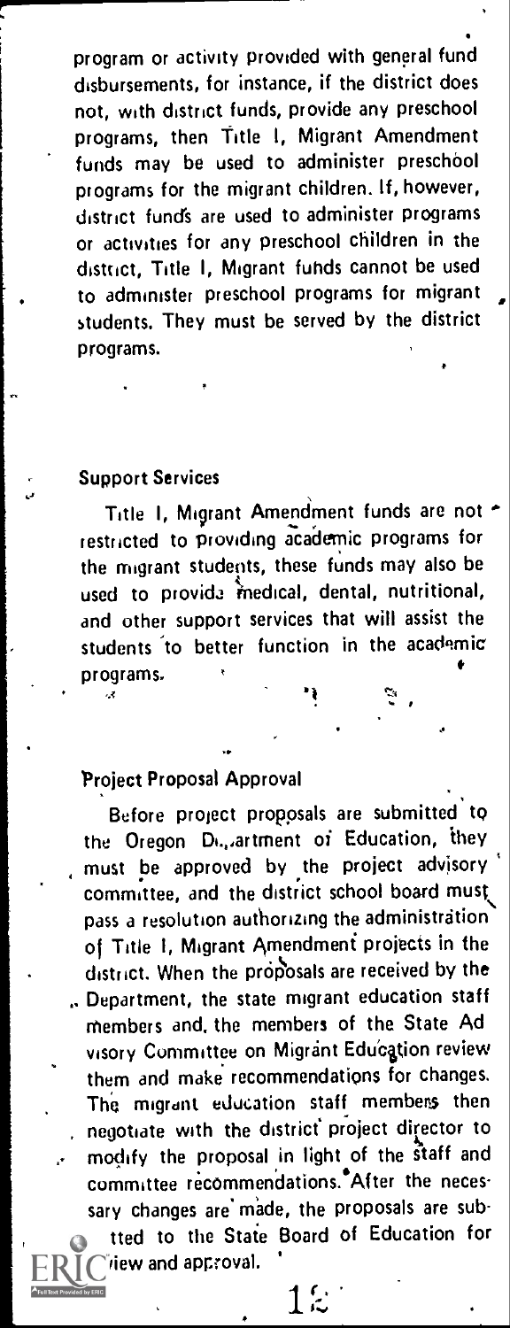program or activity provided with general fund disbursements, for instance, if the district does not, with district funds, provide any preschool programs, then Title I, Migrant Amendment funds may be used to administer preschool programs for the migrant children. If, however, district funds are used to administer programs or activities for any preschool children in the district, Title I, Migrant funds cannot be used to administer preschool programs for migrant students. They must be served by the district programs.

### Support Services

Title I, Migrant Amendment funds are not restricted to providing academic programs for the migrant students, these funds may also be used to provide medical, dental, nutritional, and other support services that will assist the students to better function in the academic programs.

### Project Proposal Approval

Before project proposals are submitted to the Oregon Department of Education, they must be approved by the project advisory committee, and the district school board must pass a resolution authorizing the administration of Title I, Migrant Amendment projects in the district. When the proposals are received by the Department, the state migrant education staff members and the members of the State Advisory Committee on Migrant Education review them and make recommendations for changes. The migrant education staff members then negotiate with the district project director to modify the proposal in light of the staff and committee recommendations. After the necessary changes are made, the proposals are submitted to the State Board of Education for review and approval.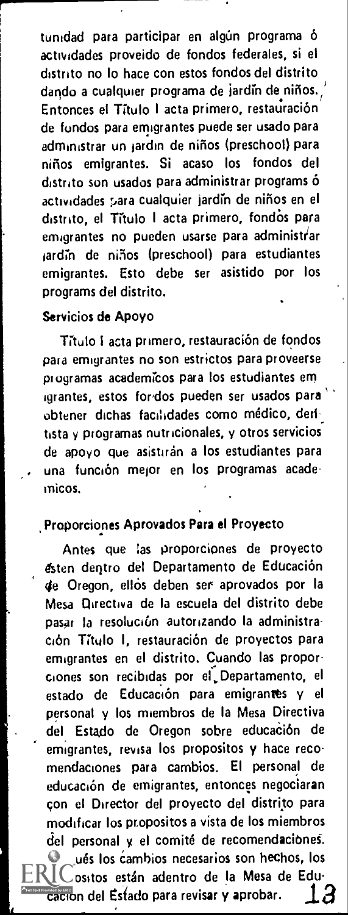tunidad para participar en algún programa ó actividades proveido de fondos federales, si el distrito no lo hace con estos fondos del distrito dando a cualquier programa de jardín de niños. Entonces el Título I acta primero, restauración de fondos para emigrantes puede ser usado para administrar un jardín de niños (preschool) para niños emigrantes. Si acaso los fondos del distrito son usados para administrar programs ó actividades para cualquier jardín de niños en el distrito, el Título I acta primero, fondos para emigrantes no pueden usarse para administrar jardín de niños (preschool) para estudiantes emigrantes. Esto debe ser asistido por los programs del distrito.

## Servicios de Apoyo

Título I acta primero, restauración de fondos para emigrantes no son estrictos para proveerse programas academícos para los estudiantes emigrantes, estos fondos pueden ser usados para obtener dichas facilidades como médico, dentista y programas nutricionales, y otros servicios de apoyo que asistirán a los estudiantes para una función mejor en los programas académicos.

## Proporciones Aprovados Para el Proyecto

Antes que las proporciones de proyecto ésten dentro del Departamento de Educación de Oregon, ellos deben ser aprovados por la Mesa Directiva de la escuela del distrito debe pasar la resolución autorizando la administración Título I, restauración de proyectos para emigrantes en el distrito. Cuando las proporciones son recibidas por el Departamento, el estado de Educación para emigrantes y el personal y los miembros de la Mesa Directiva del Estado de Oregon sobre educación de emigrantes, revisa los propositos y hace recomendaciones para cambios. El personal de educación de emigrantes, entonces negociaran con el Director del proyecto del distrito para modificar los propositos a vista de los miembros del personal y el comité de recomendaciones. ...ués los cambios necesarios son hechos, los ...ositos están adentro de la Mesa de Educación del Estado para revisar y aprobar.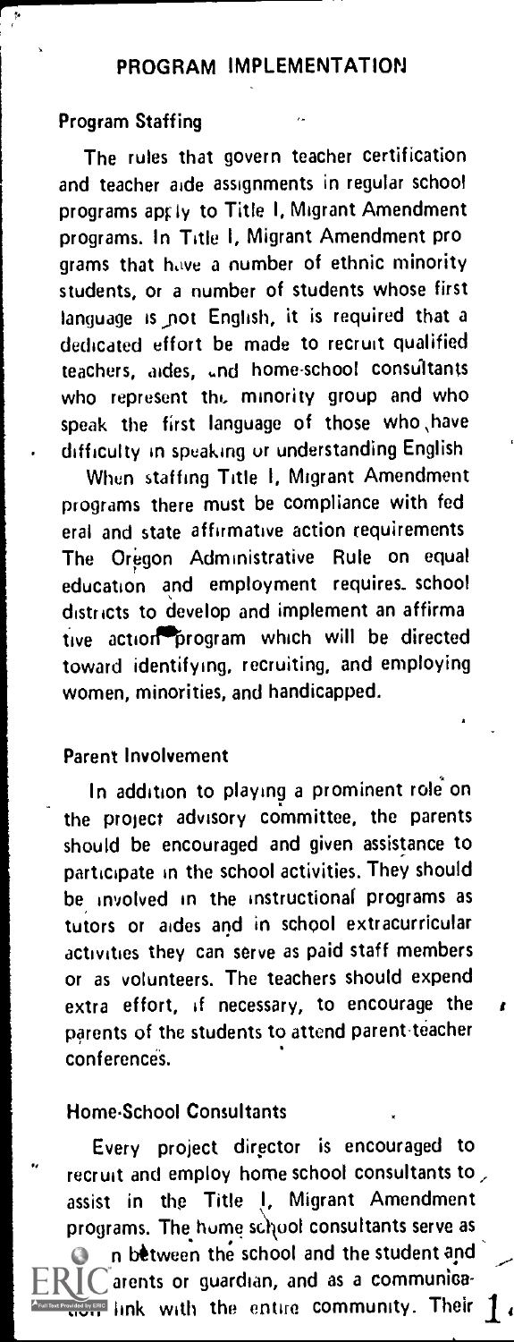## PROGRAM IMPLEMENTATION

### Program Staffing

The rules that govern teacher certification and teacher aide assignments in regular school programs apply to Title I, Migrant Amendment programs. In Title I, Migrant Amendment programs that have a number of ethnic minority students, or a number of students whose first language is not English, it is required that a dedicated effort be made to recruit qualified teachers, aides, and home-school consultants who represent the minority group and who speak the first language of those who have difficulty in speaking or understanding English

When staffing Title I, Migrant Amendment programs there must be compliance with federal and state affirmative action requirements The Oregon Administrative Rule on equal education and employment requires school districts to develop and implement an affirmative action program which will be directed toward identifying, recruiting, and employing women, minorities, and handicapped.

### Parent Involvement

In addition to playing a prominent role on the project advisory committee, the parents should be encouraged and given assistance to participate in the school activities. They should be involved in the instructional programs as tutors or aides and in school extracurricular activities they can serve as paid staff members or as volunteers. The teachers should expend extra effort, if necessary, to encourage the parents of the students to attend parent-teacher conferences.

### Home-School Consultants

Every project director is encouraged to recruit and employ home school consultants to assist in the Title I, Migrant Amendment programs. The home school consultants serve as n between the school and the student and arents or guardian, and as a communication link with the entire community. Their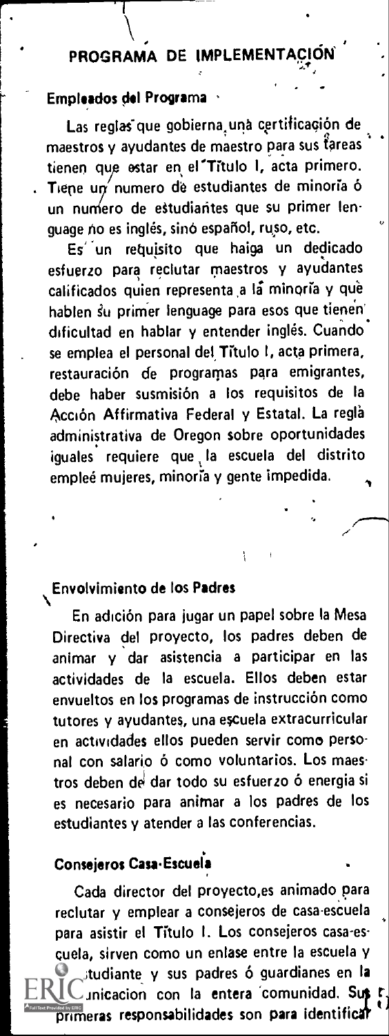# PROGRAMA DE IMPLEMENTACIÓN

### Empleados del Programa

Las reglas que gobierna una certificación de maestros y ayudantes de maestro para sus tareas tienen que estar en el Título I, acta primero. Tiene un numero de estudiantes de minoría ó un numero de estudiantes que su primer lenguage no es inglés, sinó español, ruso, etc.

Es un requisito que haiga un dedicado esfuerzo para reclutar maestros y ayudantes calificados quien representa a la minoría y que hablen su primer lenguage para esos que tienen dificultad en hablar y entender inglés. Cuando se emplea el personal del Título I, acta primera, restauración de programas para emigrantes, debe haber susmisión a los requisitos de la Acción Affirmativa Federal y Estatal. La regla administrativa de Oregon sobre oportunidades iguales requiere que la escuela del distrito empleé mujeres, minoría y gente impedida.

### Envolvimiento de los Padres

En adición para jugar un papel sobre la Mesa Directiva del proyecto, los padres deben de animar y dar asistencia a participar en las actividades de la escuela. Ellos deben estar envueltos en los programas de instrucción como tutores y ayudantes, una escuela extracurricular en actividades ellos pueden servir como personal con salario ó como voluntarios. Los maestros deben de dar todo su esfuerzo ó energia si es necesario para animar a los padres de los estudiantes y atender a las conferencias.

### Consejeros Casa-Escuela

Cada director del proyecto,es animado para reclutar y emplear a consejeros de casa-escuela para asistir el Título I. Los consejeros casa-escuela, sirven como un enlase entre la escuela y [es]tudiante y sus padres ó guardianes en la [comu]nicacion con la entera comunidad. Sus primeras responsabilidades son para identificar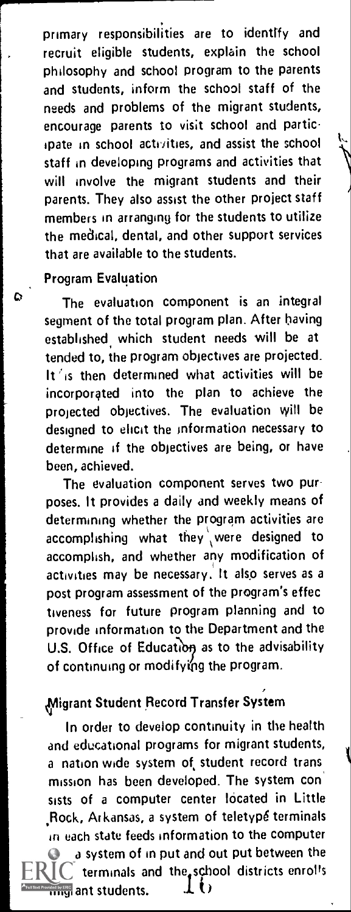primary responsibilities are to identify and recruit eligible students, explain the school philosophy and school program to the parents and students, inform the school staff of the needs and problems of the migrant students, encourage parents to visit school and participate in school activities, and assist the school staff in developing programs and activities that will involve the migrant students and their parents. They also assist the other project staff members in arranging for the students to utilize the medical, dental, and other support services that are available to the students.

## Program Evaluation

The evaluation component is an integral segment of the total program plan. After having established which student needs will be attended to, the program objectives are projected. It is then determined what activities will be incorporated into the plan to achieve the projected objectives. The evaluation will be designed to elicit the information necessary to determine if the objectives are being, or have been, achieved.

The evaluation component serves two purposes. It provides a daily and weekly means of determining whether the program activities are accomplishing what they were designed to accomplish, and whether any modification of activities may be necessary. It also serves as a post program assessment of the program's effectiveness for future program planning and to provide information to the Department and the U.S. Office of Education as to the advisability of continuing or modifying the program.

## Migrant Student Record Transfer System

In order to develop continuity in the health and educational programs for migrant students, a nation wide system of student record transmission has been developed. The system consists of a computer center located in Little Rock, Arkansas, a system of teletype terminals in each state feeds information to the computer a system of in put and out put between the terminals and the school districts enrolls migrant students.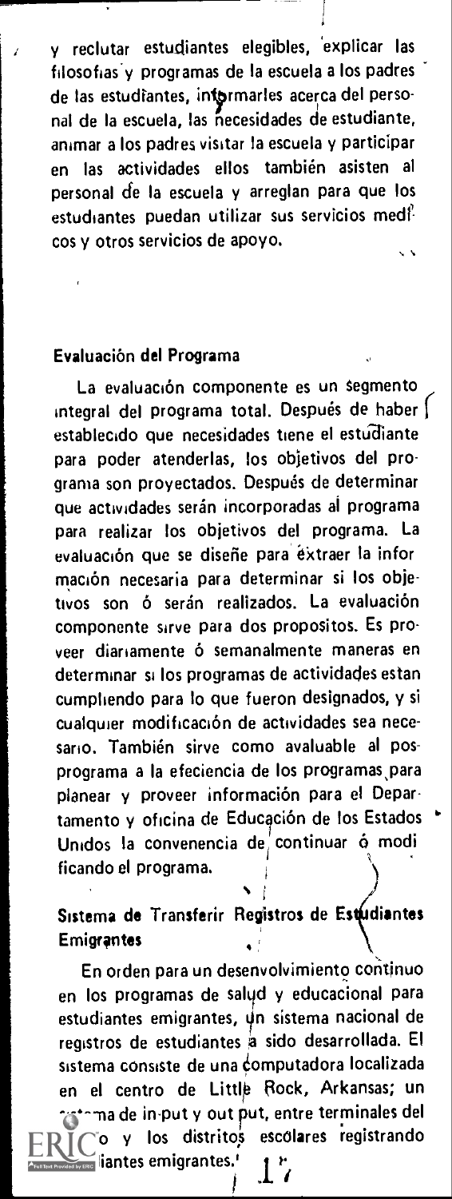y reclutar estudiantes elegibles, explicar las filosofias y programas de la escuela a los padres de las estudiantes, informarles acerca del personal de la escuela, las necesidades de estudiante, animar a los padres visitar la escuela y participar en las actividades ellos también asisten al personal de la escuela y arreglan para que los estudiantes puedan utilizar sus servicios medicos y otros servicios de apoyo.

## Evaluación del Programa

La evaluación componente es un segmento integral del programa total. Después de haber establecido que necesidades tiene el estudiante para poder atenderlas, los objetivos del programa son proyectados. Después de determinar que actividades serán incorporadas al programa para realizar los objetivos del programa. La evaluación que se diseñe para extraer la información necesaria para determinar si los objetivos son ó serán realizados. La evaluación componente sirve para dos propositos. Es proveer diariamente ó semanalmente maneras en determinar si los programas de actividades estan cumpliendo para lo que fueron designados, y si cualquier modificación de actividades sea necesario. También sirve como avaluable al pos-programa a la efeciencia de los programas para planear y proveer información para el Departamento y oficina de Educación de los Estados Unidos la convenencia de continuar ó modificando el programa.

## Sistema de Transferir Registros de Estudiantes Emigrantes

En orden para un desenvolvimiento continuo en los programas de salud y educacional para estudiantes emigrantes, un sistema nacional de registros de estudiantes a sido desarrollada. El sistema consiste de una computadora localizada en el centro de Little Rock, Arkansas; un sistema de in-put y out put, entre terminales del ...o y los distritos escolares registrando ...iantes emigrantes.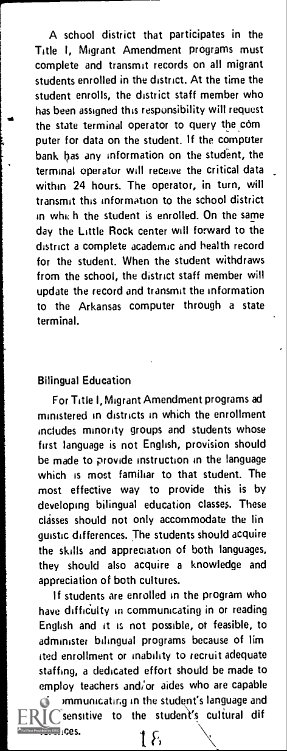A school district that participates in the Title I, Migrant Amendment programs must complete and transmit records on all migrant students enrolled in the district. At the time the student enrolls, the district staff member who has been assigned this responsibility will request the state terminal operator to query the computer for data on the student. If the computer bank has any information on the student, the terminal operator will receive the critical data within 24 hours. The operator, in turn, will transmit this information to the school district in which the student is enrolled. On the same day the Little Rock center will forward to the district a complete academic and health record for the student. When the student withdraws from the school, the district staff member will update the record and transmit the information to the Arkansas computer through a state terminal.

## Bilingual Education

For Title I, Migrant Amendment programs administered in districts in which the enrollment includes minority groups and students whose first language is not English, provision should be made to provide instruction in the language which is most familiar to that student. The most effective way to provide this is by developing bilingual education classes. These classes should not only accommodate the linguistic differences. The students should acquire the skills and appreciation of both languages, they should also acquire a knowledge and appreciation of both cultures.

If students are enrolled in the program who have difficulty in communicating in or reading English and it is not possible, or feasible, to administer bilingual programs because of limited enrollment or inability to recruit adequate staffing, a dedicated effort should be made to employ teachers and/or aides who are capable of communicating in the student's language and sensitive to the student's cultural differences.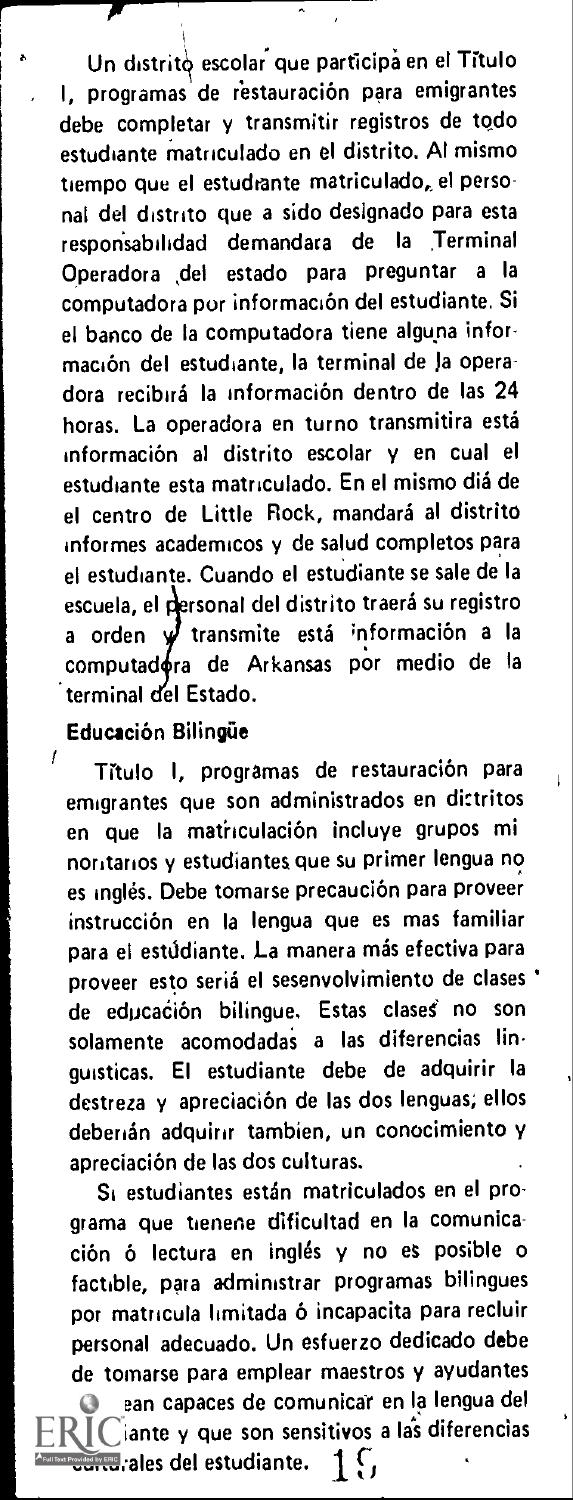Un distrito escolar que participa en el Titulo I, programas de restauración para emigrantes debe completar y transmitir registros de todo estudiante matriculado en el distrito. Al mismo tiempo que el estudiante matriculado, el personal del distrito que a sido designado para esta responsabilidad demandara de la Terminal Operadora del estado para preguntar a la computadora por información del estudiante. Si el banco de la computadora tiene alguna información del estudiante, la terminal de la operadora recibirá la información dentro de las 24 horas. La operadora en turno transmitira está información al distrito escolar y en cual el estudiante esta matriculado. En el mismo diá de el centro de Little Rock, mandará al distrito informes academicos y de salud completos para el estudiante. Cuando el estudiante se sale de la escuela, el personal del distrito traerá su registro a orden y transmite está información a la computadora de Arkansas por medio de la terminal del Estado.

**Educación Bilingüe**

Título I, programas de restauración para emigrantes que son administrados en distritos en que la matriculación incluye grupos minoritarios y estudiantes que su primer lengua no es inglés. Debe tomarse precaución para proveer instrucción en la lengua que es mas familiar para el estúdiante. La manera más efectiva para proveer esto seriá el sesenvolvimiento de clases de educación bilingue. Estas clases no son solamente acomodadas a las diferencias linguisticas. El estudiante debe de adquirir la destreza y apreciación de las dos lenguas; ellos deberán adquirir tambien, un conocimiento y apreciación de las dos culturas.

Si estudiantes están matriculados en el programa que tienene dificultad en la comunicación ó lectura en inglés y no es posible o factible, para administrar programas bilingues por matricula limitada ó incapacita para recluir personal adecuado. Un esfuerzo dedicado debe de tomarse para emplear maestros y ayudantes ...ean capaces de comunicar en la lengua del ...iante y que son sensitivos a las diferencias ...rales del estudiante.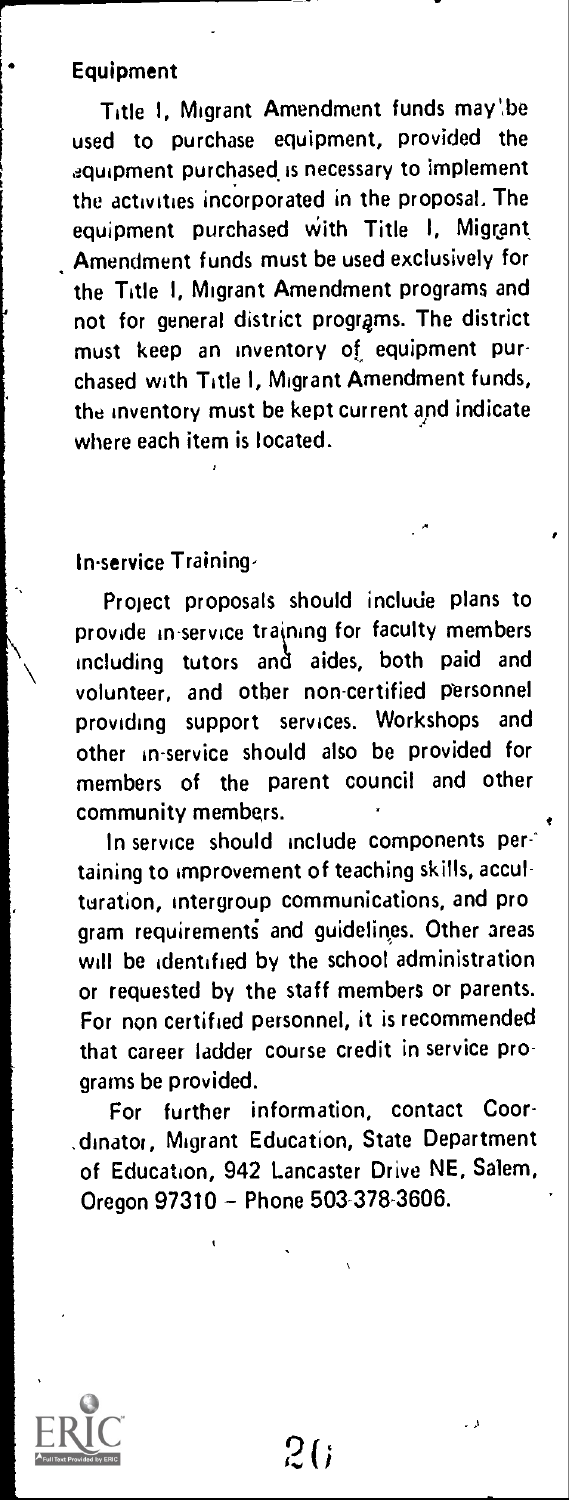## Equipment

Title I, Migrant Amendment funds may be used to purchase equipment, provided the equipment purchased is necessary to implement the activities incorporated in the proposal. The equipment purchased with Title I, Migrant Amendment funds must be used exclusively for the Title I, Migrant Amendment programs and not for general district programs. The district must keep an inventory of equipment purchased with Title I, Migrant Amendment funds, the inventory must be kept current and indicate where each item is located.

## In-service Training

Project proposals should include plans to provide in-service training for faculty members including tutors and aides, both paid and volunteer, and other non-certified personnel providing support services. Workshops and other in-service should also be provided for members of the parent council and other community members.

In service should include components pertaining to improvement of teaching skills, acculturation, intergroup communications, and program requirements and guidelines. Other areas will be identified by the school administration or requested by the staff members or parents. For non certified personnel, it is recommended that career ladder course credit in service programs be provided.

For further information, contact Coordinator, Migrant Education, State Department of Education, 942 Lancaster Drive NE, Salem, Oregon 97310 – Phone 503-378-3606.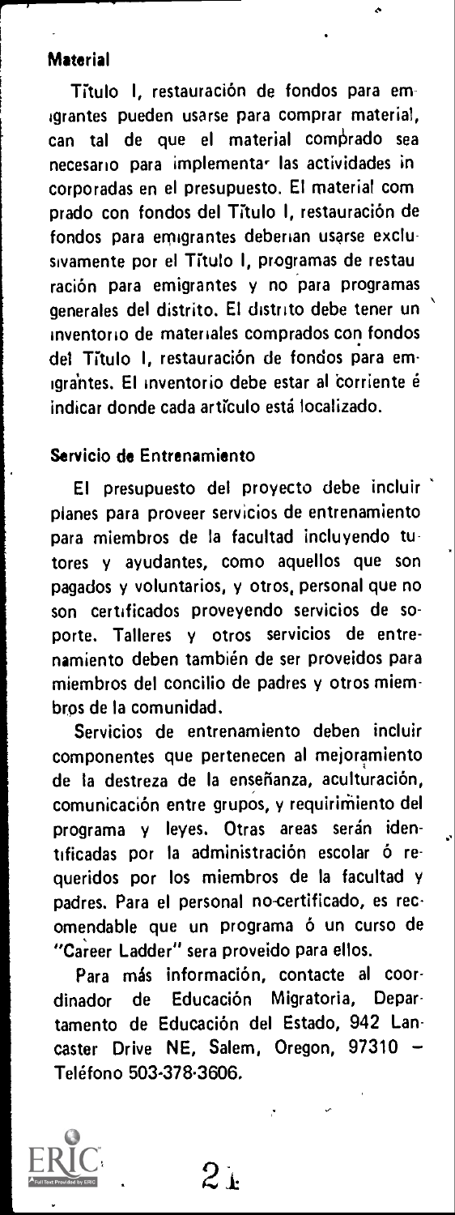## Material

Título I, restauración de fondos para emigrantes pueden usarse para comprar material, can tal de que el material comprado sea necesario para implementar las actividades incorporadas en el presupuesto. El material comprado con fondos del Título I, restauración de fondos para emigrantes deberian usarse exclusivamente por el Título I, programas de restauración para emigrantes y no para programas generales del distrito. El distrito debe tener un inventorio de materiales comprados con fondos del Título I, restauración de fondos para emigrantes. El inventorio debe estar al corriente é indicar donde cada artículo está localizado.

## Servicio de Entrenamiento

El presupuesto del proyecto debe incluir planes para proveer servicios de entrenamiento para miembros de la facultad incluyendo tutores y ayudantes, como aquellos que son pagados y voluntarios, y otros, personal que no son certificados proveyendo servicios de soporte. Talleres y otros servicios de entrenamiento deben también de ser proveidos para miembros del concilio de padres y otros miembros de la comunidad.

Servicios de entrenamiento deben incluir componentes que pertenecen al mejoramiento de la destreza de la enseñanza, aculturación, comunicación entre grupos, y requirimiento del programa y leyes. Otras areas serán identificadas por la administración escolar ó requeridos por los miembros de la facultad y padres. Para el personal no-certificado, es recomendable que un programa ó un curso de "Career Ladder" sera proveido para ellos.

Para más información, contacte al coordinador de Educación Migratoria, Departamento de Educación del Estado, 942 Lancaster Drive NE, Salem, Oregon, 97310 – Teléfono 503-378-3606.